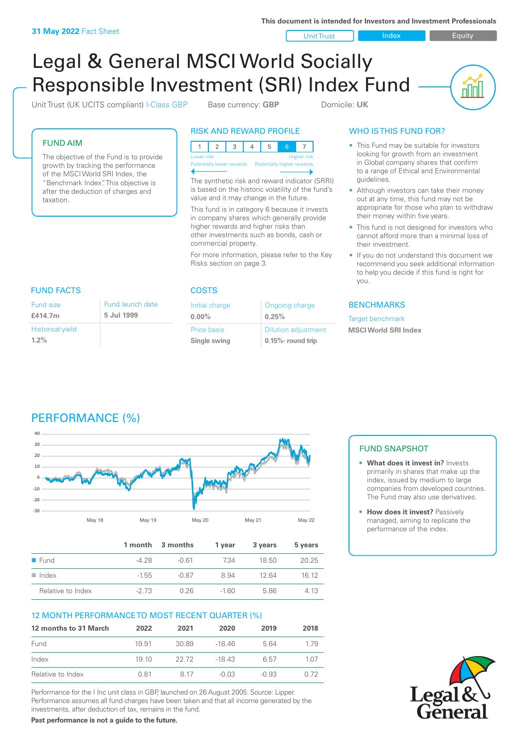**31 May 2022** Fact Sheet

This document is intended for Investors and Investment Professionals

Unit Trust | Index | Equity

# Legal & General MSCI World Socially Responsible Investment (SRI) Index Fund

Unit Trust (UK UCITS compliant) I-Class GBP    Base currency: **GBP**    Domicile: **UK**

## FUND AIM

The objective of the Fund is to provide growth by tracking the performance of the MSCI World SRI Index, the "Benchmark Index". This objective is after the deduction of charges and taxation.

## RISK AND REWARD PROFILE

| 1 | 2 | 3 | 4 | 5 | 6 | 7 |
|---|---|---|---|---|---|---|

Lower risk — Higher risk
Potentially lower rewards — Potentially higher rewards

The synthetic risk and reward indicator (SRRI) is based on the historic volatility of the fund's value and it may change in the future.

This fund is in category 6 because it invests in company shares which generally provide higher rewards and higher risks than other investments such as bonds, cash or commercial property.

For more information, please refer to the Key Risks section on page 3.

## WHO IS THIS FUND FOR?

- This Fund may be suitable for investors looking for growth from an investment in Global company shares that confirm to a range of Ethical and Environmental guidelines.
- Although investors can take their money out at any time, this fund may not be appropriate for those who plan to withdraw their money within five years.
- This fund is not designed for investors who cannot afford more than a minimal loss of their investment.
- If you do not understand this document we recommend you seek additional information to help you decide if this fund is right for you.

## FUND FACTS

| Fund size | Fund launch date |
|---|---|
| **£414.7m** | **5 Jul 1999** |
| Historical yield | |
| **1.2%** | |

## COSTS

| Initial charge | Ongoing charge |
|---|---|
| **0.00%** | **0.25%** |
| Price basis | Dilution adjustment |
| **Single swing** | **0.15%- round trip** |

## BENCHMARKS

Target benchmark
**MSCI World SRI Index**

## PERFORMANCE (%)

| | 1 month | 3 months | 1 year | 3 years | 5 years |
|---|---|---|---|---|---|
| Fund | -4.28 | -0.61 | 7.34 | 18.50 | 20.25 |
| Index | -1.55 | -0.87 | 8.94 | 12.64 | 16.12 |
| Relative to Index | -2.73 | 0.26 | -1.60 | 5.86 | 4.13 |

## 12 MONTH PERFORMANCE TO MOST RECENT QUARTER (%)

| 12 months to 31 March | 2022 | 2021 | 2020 | 2019 | 2018 |
|---|---|---|---|---|---|
| Fund | 19.91 | 30.89 | -18.46 | 5.64 | 1.79 |
| Index | 19.10 | 22.72 | -18.43 | 6.57 | 1.07 |
| Relative to Index | 0.81 | 8.17 | -0.03 | -0.93 | 0.72 |

Performance for the I Inc unit class in GBP, launched on 26 August 2005. Source: Lipper. Performance assumes all fund charges have been taken and that all income generated by the investments, after deduction of tax, remains in the fund.

**Past performance is not a guide to the future.**

## FUND SNAPSHOT

- **What does it invest in?** Invests primarily in shares that make up the index, issued by medium to large companies from developed countries. The Fund may also use derivatives.
- **How does it invest?** Passively managed, aiming to replicate the performance of the index.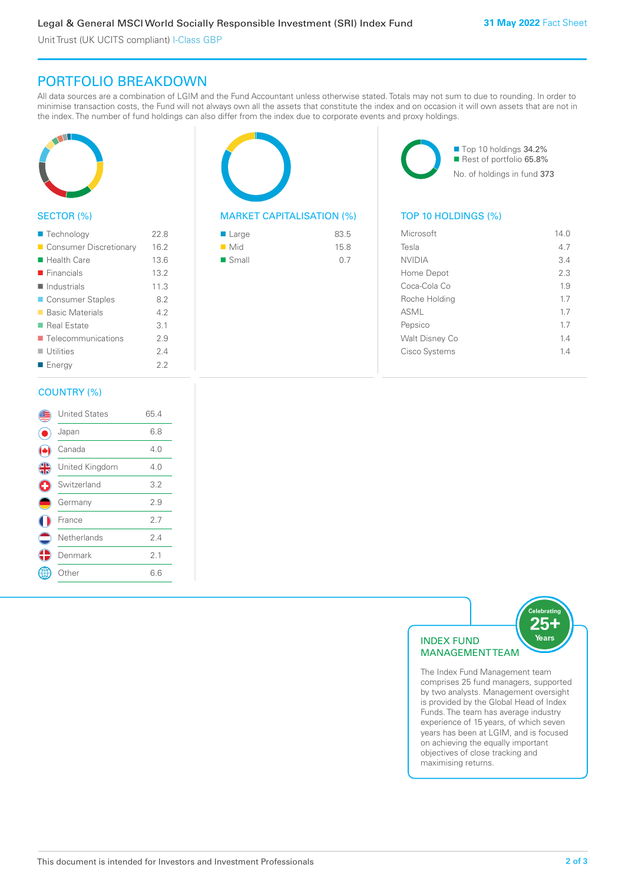## PORTFOLIO BREAKDOWN

All data sources are a combination of LGIM and the Fund Accountant unless otherwise stated. Totals may not sum to due to rounding. In order to minimise transaction costs, the Fund will not always own all the assets that constitute the index and on occasion it will own assets that are not in the index. The number of fund holdings can also differ from the index due to corporate events and proxy holdings.

### SECTOR (%)

| Sector | % |
|---|---|
| Technology | 22.8 |
| Consumer Discretionary | 16.2 |
| Health Care | 13.6 |
| Financials | 13.2 |
| Industrials | 11.3 |
| Consumer Staples | 8.2 |
| Basic Materials | 4.2 |
| Real Estate | 3.1 |
| Telecommunications | 2.9 |
| Utilities | 2.4 |
| Energy | 2.2 |

### MARKET CAPITALISATION (%)

| Size | % |
|---|---|
| Large | 83.5 |
| Mid | 15.8 |
| Small | 0.7 |

Top 10 holdings 34.2%
Rest of portfolio 65.8%
No. of holdings in fund 373

### TOP 10 HOLDINGS (%)

| Holding | % |
|---|---|
| Microsoft | 14.0 |
| Tesla | 4.7 |
| NVIDIA | 3.4 |
| Home Depot | 2.3 |
| Coca-Cola Co | 1.9 |
| Roche Holding | 1.7 |
| ASML | 1.7 |
| Pepsico | 1.7 |
| Walt Disney Co | 1.4 |
| Cisco Systems | 1.4 |

### COUNTRY (%)

| Country | % |
|---|---|
| United States | 65.4 |
| Japan | 6.8 |
| Canada | 4.0 |
| United Kingdom | 4.0 |
| Switzerland | 3.2 |
| Germany | 2.9 |
| France | 2.7 |
| Netherlands | 2.4 |
| Denmark | 2.1 |
| Other | 6.6 |

### INDEX FUND MANAGEMENT TEAM

Celebrating 25+ Years

The Index Fund Management team comprises 25 fund managers, supported by two analysts. Management oversight is provided by the Global Head of Index Funds. The team has average industry experience of 15 years, of which seven years has been at LGIM, and is focused on achieving the equally important objectives of close tracking and maximising returns.

This document is intended for Investors and Investment Professionals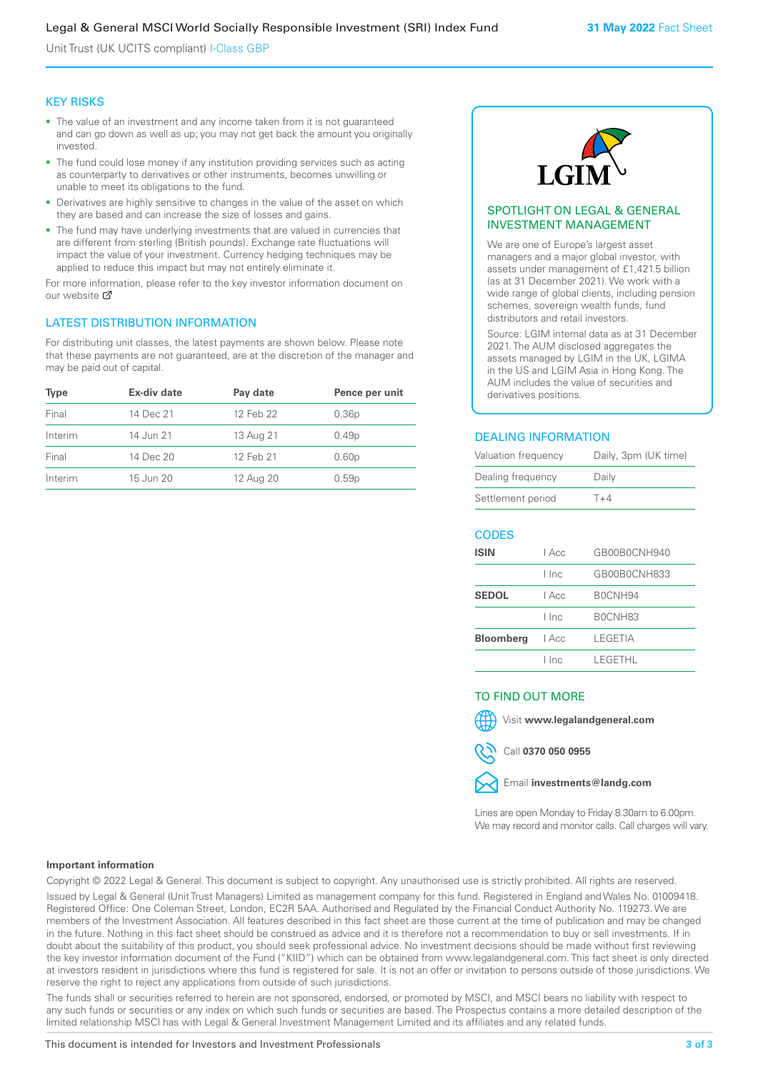## KEY RISKS

- The value of an investment and any income taken from it is not guaranteed and can go down as well as up; you may not get back the amount you originally invested.
- The fund could lose money if any institution providing services such as acting as counterparty to derivatives or other instruments, becomes unwilling or unable to meet its obligations to the fund.
- Derivatives are highly sensitive to changes in the value of the asset on which they are based and can increase the size of losses and gains.
- The fund may have underlying investments that are valued in currencies that are different from sterling (British pounds). Exchange rate fluctuations will impact the value of your investment. Currency hedging techniques may be applied to reduce this impact but may not entirely eliminate it.

For more information, please refer to the key investor information document on our website

## LATEST DISTRIBUTION INFORMATION

For distributing unit classes, the latest payments are shown below. Please note that these payments are not guaranteed, are at the discretion of the manager and may be paid out of capital.

| Type | Ex-div date | Pay date | Pence per unit |
|---|---|---|---|
| Final | 14 Dec 21 | 12 Feb 22 | 0.36p |
| Interim | 14 Jun 21 | 13 Aug 21 | 0.49p |
| Final | 14 Dec 20 | 12 Feb 21 | 0.60p |
| Interim | 15 Jun 20 | 12 Aug 20 | 0.59p |

## SPOTLIGHT ON LEGAL & GENERAL INVESTMENT MANAGEMENT

We are one of Europe's largest asset managers and a major global investor, with assets under management of £1,421.5 billion (as at 31 December 2021). We work with a wide range of global clients, including pension schemes, sovereign wealth funds, fund distributors and retail investors.

Source: LGIM internal data as at 31 December 2021. The AUM disclosed aggregates the assets managed by LGIM in the UK, LGIMA in the US and LGIM Asia in Hong Kong. The AUM includes the value of securities and derivatives positions.

## DEALING INFORMATION

| | |
|---|---|
| Valuation frequency | Daily, 3pm (UK time) |
| Dealing frequency | Daily |
| Settlement period | T+4 |

## CODES

| | | |
|---|---|---|
| **ISIN** | I Acc | GB00B0CNH940 |
| | I Inc | GB00B0CNH833 |
| **SEDOL** | I Acc | B0CNH94 |
| | I Inc | B0CNH83 |
| **Bloomberg** | I Acc | LEGETIA |
| | I Inc | LEGETHL |

## TO FIND OUT MORE

Visit **www.legalandgeneral.com**

Call **0370 050 0955**

Email **investments@landg.com**

Lines are open Monday to Friday 8.30am to 6.00pm. We may record and monitor calls. Call charges will vary.

**Important information**

Copyright © 2022 Legal & General. This document is subject to copyright. Any unauthorised use is strictly prohibited. All rights are reserved.

Issued by Legal & General (Unit Trust Managers) Limited as management company for this fund. Registered in England and Wales No. 01009418. Registered Office: One Coleman Street, London, EC2R 5AA. Authorised and Regulated by the Financial Conduct Authority No. 119273. We are members of the Investment Association. All features described in this fact sheet are those current at the time of publication and may be changed in the future. Nothing in this fact sheet should be construed as advice and it is therefore not a recommendation to buy or sell investments. If in doubt about the suitability of this product, you should seek professional advice. No investment decisions should be made without first reviewing the key investor information document of the Fund ("KIID") which can be obtained from www.legalandgeneral.com. This fact sheet is only directed at investors resident in jurisdictions where this fund is registered for sale. It is not an offer or invitation to persons outside of those jurisdictions. We reserve the right to reject any applications from outside of such jurisdictions.

The funds shall or securities referred to herein are not sponsored, endorsed, or promoted by MSCI, and MSCI bears no liability with respect to any such funds or securities or any index on which such funds or securities are based. The Prospectus contains a more detailed description of the limited relationship MSCI has with Legal & General Investment Management Limited and its affiliates and any related funds.

This document is intended for Investors and Investment Professionals